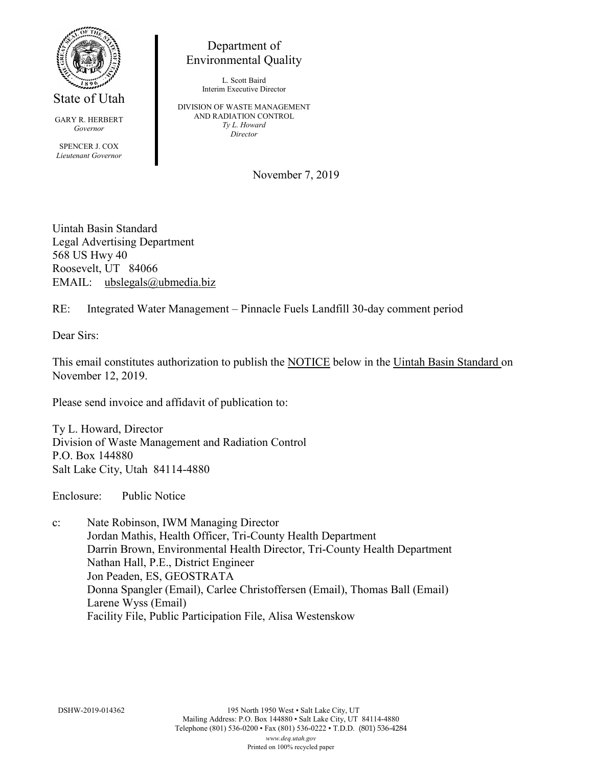State of Utah

GARY R. HERBERT
*Governor*

SPENCER J. COX
*Lieutenant Governor*

Department of
Environmental Quality

L. Scott Baird
Interim Executive Director

DIVISION OF WASTE MANAGEMENT
AND RADIATION CONTROL
*Ty L. Howard*
*Director*

November 7, 2019

Uintah Basin Standard
Legal Advertising Department
568 US Hwy 40
Roosevelt, UT 84066
EMAIL: ubslegals@ubmedia.biz

RE: Integrated Water Management – Pinnacle Fuels Landfill 30-day comment period

Dear Sirs:

This email constitutes authorization to publish the NOTICE below in the Uintah Basin Standard on November 12, 2019.

Please send invoice and affidavit of publication to:

Ty L. Howard, Director
Division of Waste Management and Radiation Control
P.O. Box 144880
Salt Lake City, Utah 84114-4880

Enclosure: Public Notice

c: Nate Robinson, IWM Managing Director
Jordan Mathis, Health Officer, Tri-County Health Department
Darrin Brown, Environmental Health Director, Tri-County Health Department
Nathan Hall, P.E., District Engineer
Jon Peaden, ES, GEOSTRATA
Donna Spangler (Email), Carlee Christoffersen (Email), Thomas Ball (Email)
Larene Wyss (Email)
Facility File, Public Participation File, Alisa Westenskow

DSHW-2019-014362

195 North 1950 West • Salt Lake City, UT
Mailing Address: P.O. Box 144880 • Salt Lake City, UT 84114-4880
Telephone (801) 536-0200 • Fax (801) 536-0222 • T.D.D. (801) 536-4284
*www.deq.utah.gov*
Printed on 100% recycled paper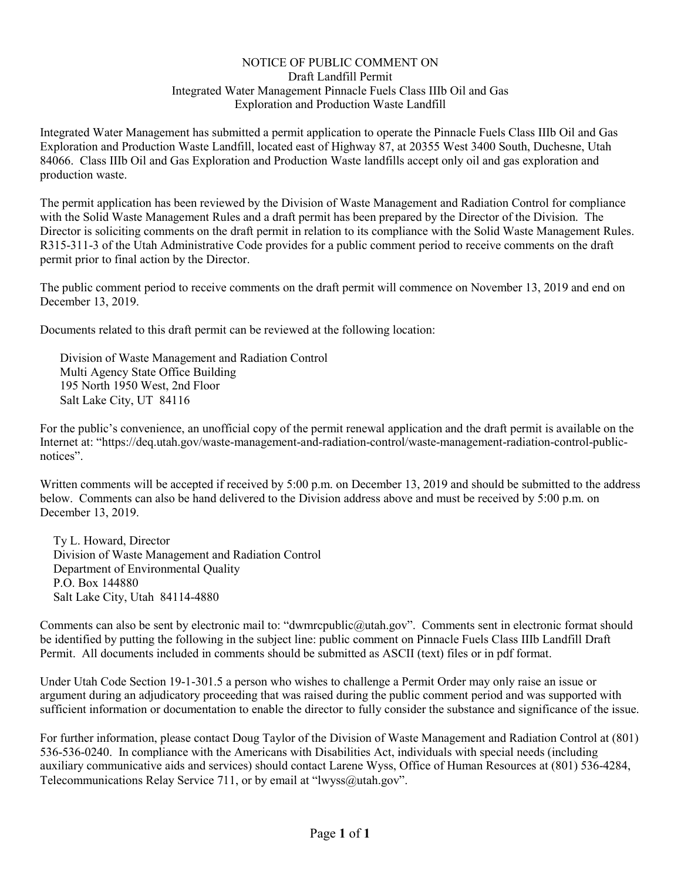# NOTICE OF PUBLIC COMMENT ON
## Draft Landfill Permit
## Integrated Water Management Pinnacle Fuels Class IIIb Oil and Gas Exploration and Production Waste Landfill

Integrated Water Management has submitted a permit application to operate the Pinnacle Fuels Class IIIb Oil and Gas Exploration and Production Waste Landfill, located east of Highway 87, at 20355 West 3400 South, Duchesne, Utah 84066. Class IIIb Oil and Gas Exploration and Production Waste landfills accept only oil and gas exploration and production waste.

The permit application has been reviewed by the Division of Waste Management and Radiation Control for compliance with the Solid Waste Management Rules and a draft permit has been prepared by the Director of the Division. The Director is soliciting comments on the draft permit in relation to its compliance with the Solid Waste Management Rules. R315-311-3 of the Utah Administrative Code provides for a public comment period to receive comments on the draft permit prior to final action by the Director.

The public comment period to receive comments on the draft permit will commence on November 13, 2019 and end on December 13, 2019.

Documents related to this draft permit can be reviewed at the following location:

Division of Waste Management and Radiation Control
Multi Agency State Office Building
195 North 1950 West, 2nd Floor
Salt Lake City, UT 84116

For the public's convenience, an unofficial copy of the permit renewal application and the draft permit is available on the Internet at: "https://deq.utah.gov/waste-management-and-radiation-control/waste-management-radiation-control-public-notices".

Written comments will be accepted if received by 5:00 p.m. on December 13, 2019 and should be submitted to the address below. Comments can also be hand delivered to the Division address above and must be received by 5:00 p.m. on December 13, 2019.

Ty L. Howard, Director
Division of Waste Management and Radiation Control
Department of Environmental Quality
P.O. Box 144880
Salt Lake City, Utah 84114-4880

Comments can also be sent by electronic mail to: "dwmrcpublic@utah.gov". Comments sent in electronic format should be identified by putting the following in the subject line: public comment on Pinnacle Fuels Class IIIb Landfill Draft Permit. All documents included in comments should be submitted as ASCII (text) files or in pdf format.

Under Utah Code Section 19-1-301.5 a person who wishes to challenge a Permit Order may only raise an issue or argument during an adjudicatory proceeding that was raised during the public comment period and was supported with sufficient information or documentation to enable the director to fully consider the substance and significance of the issue.

For further information, please contact Doug Taylor of the Division of Waste Management and Radiation Control at (801) 536-536-0240. In compliance with the Americans with Disabilities Act, individuals with special needs (including auxiliary communicative aids and services) should contact Larene Wyss, Office of Human Resources at (801) 536-4284, Telecommunications Relay Service 711, or by email at "lwyss@utah.gov".